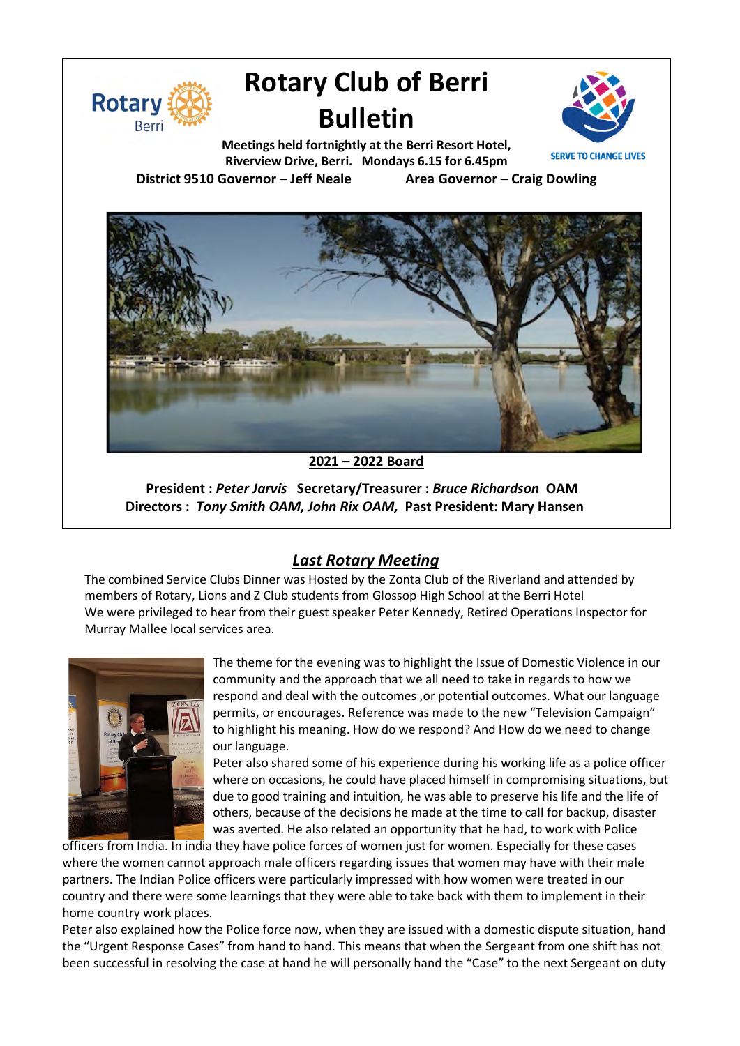# Rotary Club of Berri Bulletin

**Meetings held fortnightly at the Berri Resort Hotel, Riverview Drive, Berri. Mondays 6.15 for 6.45pm**

**District 9510 Governor – Jeff Neale Area Governor – Craig Dowling**

SERVE TO CHANGE LIVES

**2021 – 2022 Board**

**President :** ***Peter Jarvis*** **Secretary/Treasurer :** ***Bruce Richardson*** **OAM**
**Directors :** ***Tony Smith OAM, John Rix OAM,*** **Past President: Mary Hansen**

## *Last Rotary Meeting*

The combined Service Clubs Dinner was Hosted by the Zonta Club of the Riverland and attended by members of Rotary, Lions and Z Club students from Glossop High School at the Berri Hotel
We were privileged to hear from their guest speaker Peter Kennedy, Retired Operations Inspector for Murray Mallee local services area.

The theme for the evening was to highlight the Issue of Domestic Violence in our community and the approach that we all need to take in regards to how we respond and deal with the outcomes ,or potential outcomes. What our language permits, or encourages. Reference was made to the new "Television Campaign" to highlight his meaning. How do we respond? And How do we need to change our language.
Peter also shared some of his experience during his working life as a police officer where on occasions, he could have placed himself in compromising situations, but due to good training and intuition, he was able to preserve his life and the life of others, because of the decisions he made at the time to call for backup, disaster was averted. He also related an opportunity that he had, to work with Police officers from India. In india they have police forces of women just for women. Especially for these cases where the women cannot approach male officers regarding issues that women may have with their male partners. The Indian Police officers were particularly impressed with how women were treated in our country and there were some learnings that they were able to take back with them to implement in their home country work places.
Peter also explained how the Police force now, when they are issued with a domestic dispute situation, hand the "Urgent Response Cases" from hand to hand. This means that when the Sergeant from one shift has not been successful in resolving the case at hand he will personally hand the "Case" to the next Sergeant on duty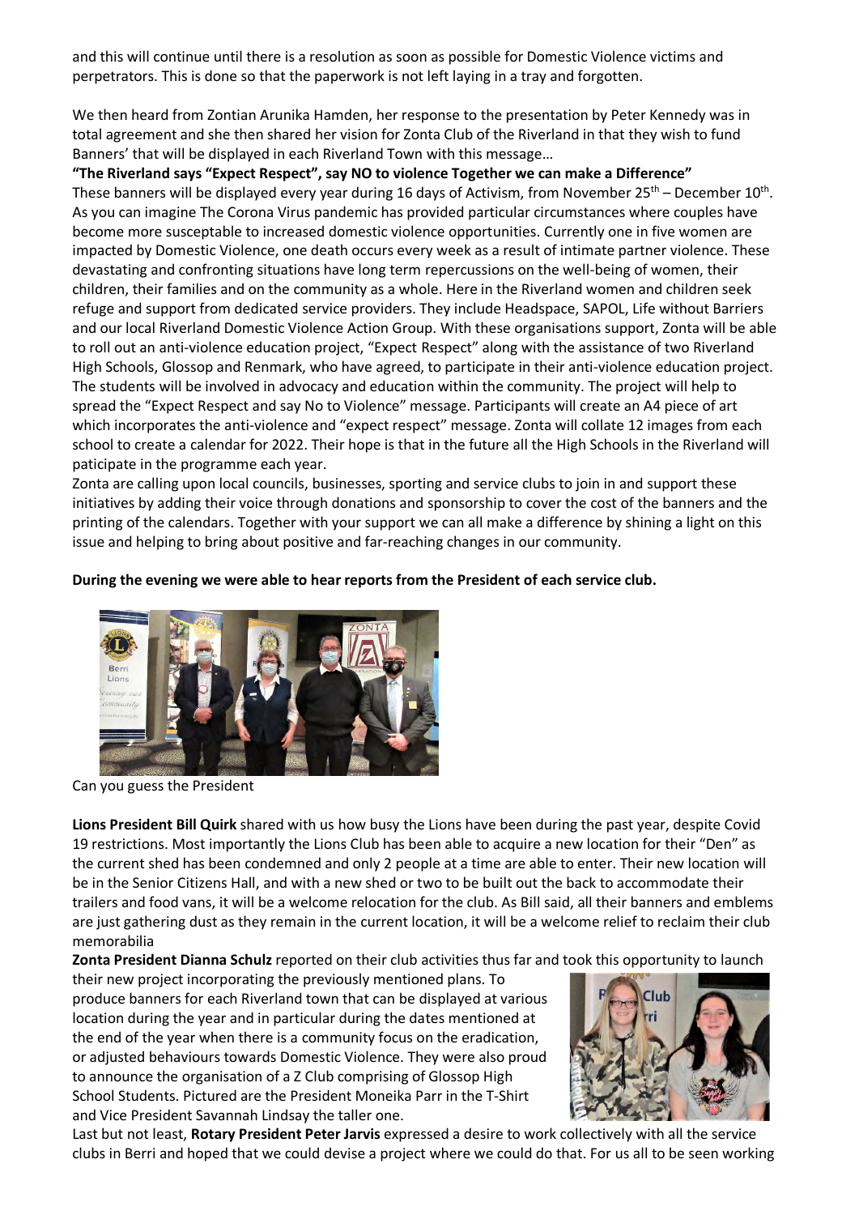and this will continue until there is a resolution as soon as possible for Domestic Violence victims and perpetrators. This is done so that the paperwork is not left laying in a tray and forgotten.

We then heard from Zontian Arunika Hamden, her response to the presentation by Peter Kennedy was in total agreement and she then shared her vision for Zonta Club of the Riverland in that they wish to fund Banners' that will be displayed in each Riverland Town with this message…

**"The Riverland says "Expect Respect", say NO to violence Together we can make a Difference"**

These banners will be displayed every year during 16 days of Activism, from November 25th – December 10th. As you can imagine The Corona Virus pandemic has provided particular circumstances where couples have become more susceptable to increased domestic violence opportunities. Currently one in five women are impacted by Domestic Violence, one death occurs every week as a result of intimate partner violence. These devastating and confronting situations have long term repercussions on the well-being of women, their children, their families and on the community as a whole. Here in the Riverland women and children seek refuge and support from dedicated service providers. They include Headspace, SAPOL, Life without Barriers and our local Riverland Domestic Violence Action Group. With these organisations support, Zonta will be able to roll out an anti-violence education project, "Expect Respect" along with the assistance of two Riverland High Schools, Glossop and Renmark, who have agreed, to participate in their anti-violence education project. The students will be involved in advocacy and education within the community. The project will help to spread the "Expect Respect and say No to Violence" message. Participants will create an A4 piece of art which incorporates the anti-violence and "expect respect" message. Zonta will collate 12 images from each school to create a calendar for 2022. Their hope is that in the future all the High Schools in the Riverland will paticipate in the programme each year.

Zonta are calling upon local councils, businesses, sporting and service clubs to join in and support these initiatives by adding their voice through donations and sponsorship to cover the cost of the banners and the printing of the calendars. Together with your support we can all make a difference by shining a light on this issue and helping to bring about positive and far-reaching changes in our community.

**During the evening we were able to hear reports from the President of each service club.**

Can you guess the President

**Lions President Bill Quirk** shared with us how busy the Lions have been during the past year, despite Covid 19 restrictions. Most importantly the Lions Club has been able to acquire a new location for their "Den" as the current shed has been condemned and only 2 people at a time are able to enter. Their new location will be in the Senior Citizens Hall, and with a new shed or two to be built out the back to accommodate their trailers and food vans, it will be a welcome relocation for the club. As Bill said, all their banners and emblems are just gathering dust as they remain in the current location, it will be a welcome relief to reclaim their club memorabilia

**Zonta President Dianna Schulz** reported on their club activities thus far and took this opportunity to launch their new project incorporating the previously mentioned plans. To produce banners for each Riverland town that can be displayed at various location during the year and in particular during the dates mentioned at the end of the year when there is a community focus on the eradication, or adjusted behaviours towards Domestic Violence. They were also proud to announce the organisation of a Z Club comprising of Glossop High School Students. Pictured are the President Moneika Parr in the T-Shirt and Vice President Savannah Lindsay the taller one.

Last but not least, **Rotary President Peter Jarvis** expressed a desire to work collectively with all the service clubs in Berri and hoped that we could devise a project where we could do that. For us all to be seen working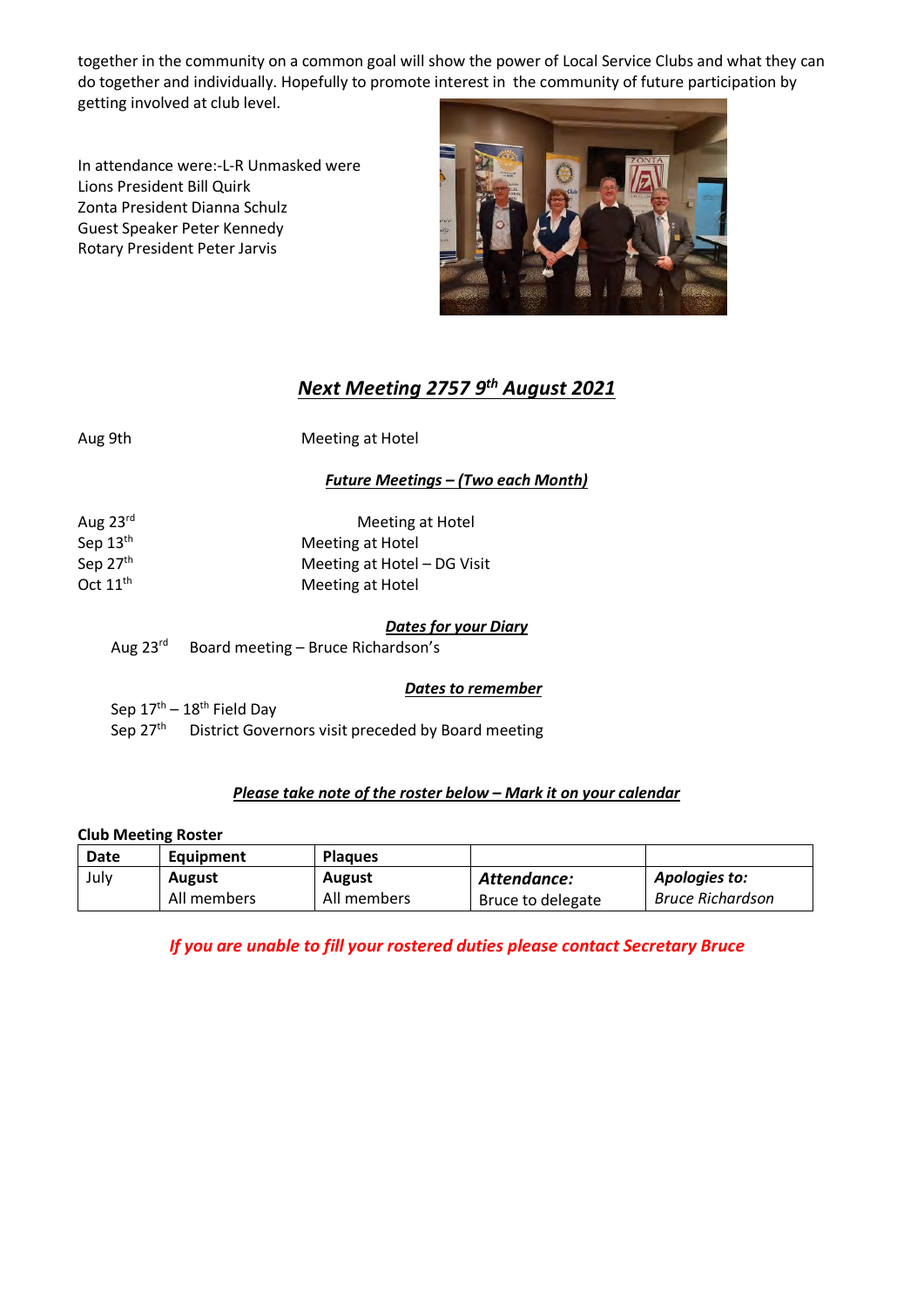together in the community on a common goal will show the power of Local Service Clubs and what they can do together and individually. Hopefully to promote interest in the community of future participation by getting involved at club level.

In attendance were:-L-R Unmasked were
Lions President Bill Quirk
Zonta President Dianna Schulz
Guest Speaker Peter Kennedy
Rotary President Peter Jarvis

## ***Next Meeting 2757 9th August 2021***

Aug 9th — Meeting at Hotel

***Future Meetings – (Two each Month)***

Aug 23rd — Meeting at Hotel
Sep 13th — Meeting at Hotel
Sep 27th — Meeting at Hotel – DG Visit
Oct 11th — Meeting at Hotel

***Dates for your Diary***

Aug 23rd — Board meeting – Bruce Richardson's

***Dates to remember***

Sep 17th – 18th Field Day
Sep 27th — District Governors visit preceded by Board meeting

***Please take note of the roster below – Mark it on your calendar***

**Club Meeting Roster**

| Date | Equipment | Plaques | | |
|---|---|---|---|---|
| July | **August**<br>All members | **August**<br>All members | ***Attendance:***<br>Bruce to delegate | ***Apologies to:***<br>*Bruce Richardson* |

***If you are unable to fill your rostered duties please contact Secretary Bruce***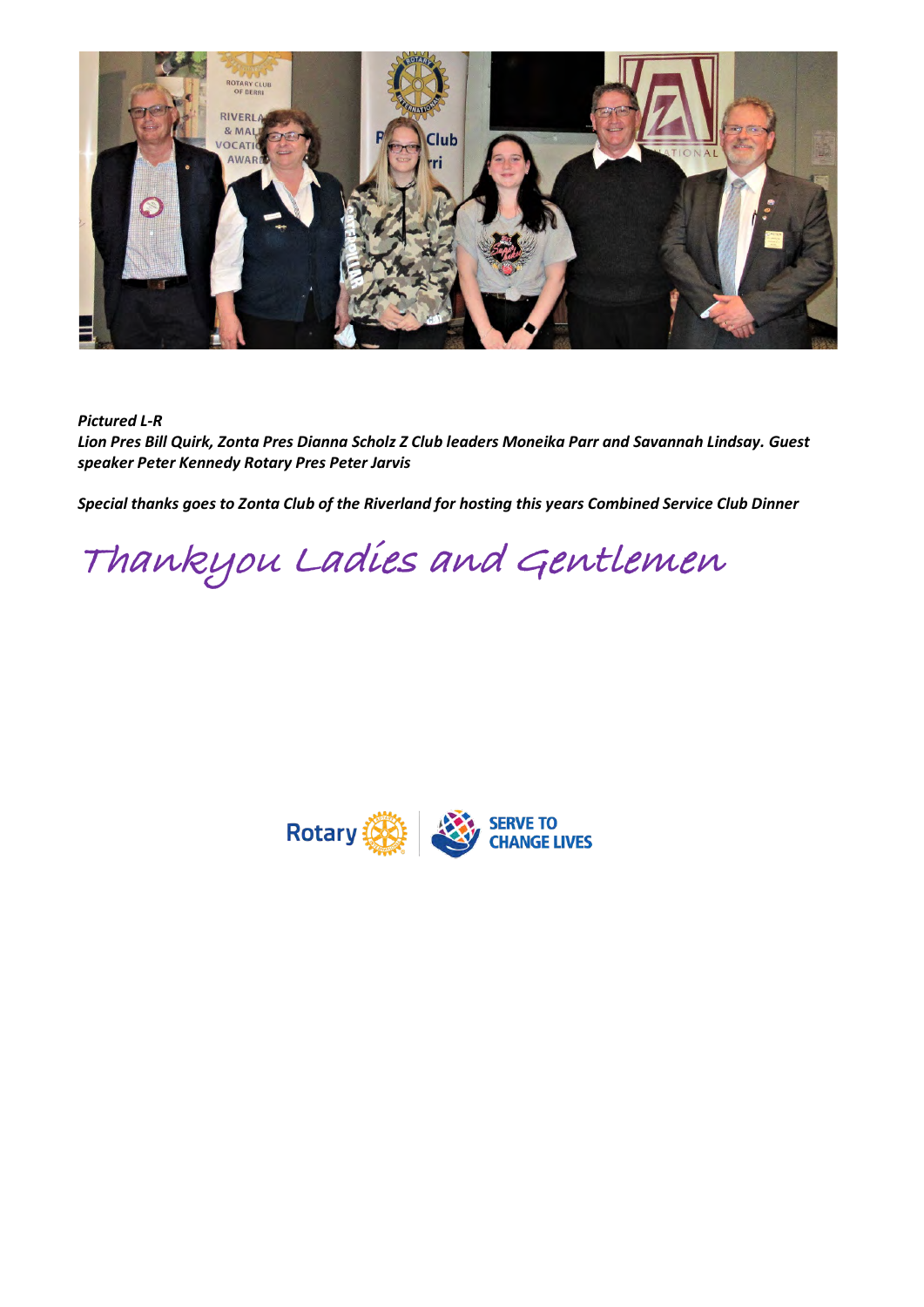***Pictured L-R***
***Lion Pres Bill Quirk, Zonta Pres Dianna Scholz Z Club leaders Moneika Parr and Savannah Lindsay. Guest speaker Peter Kennedy Rotary Pres Peter Jarvis***

***Special thanks goes to Zonta Club of the Riverland for hosting this years Combined Service Club Dinner***

Thankyou Ladies and Gentlemen

Rotary | SERVE TO CHANGE LIVES